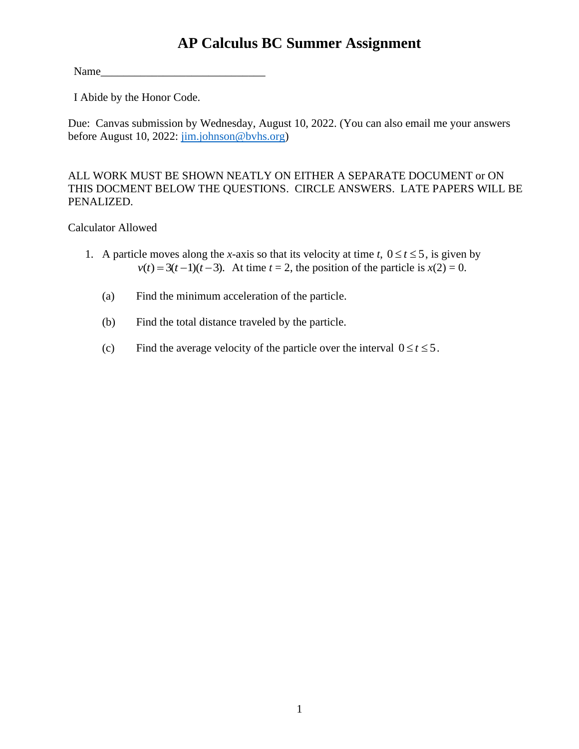# AP Calculus BC Summer Assignment

Name______________________________

I Abide by the Honor Code.

Due: Canvas submission by Wednesday, August 10, 2022. (You can also email me your answers before August 10, 2022: jim.johnson@bvhs.org)

ALL WORK MUST BE SHOWN NEATLY ON EITHER A SEPARATE DOCUMENT or ON THIS DOCMENT BELOW THE QUESTIONS. CIRCLE ANSWERS. LATE PAPERS WILL BE PENALIZED.

Calculator Allowed

1. A particle moves along the $x$-axis so that its velocity at time $t$, $0 \le t \le 5$, is given by $v(t) = 3(t-1)(t-3)$. At time $t = 2$, the position of the particle is $x(2) = 0$.

   (a) Find the minimum acceleration of the particle.

   (b) Find the total distance traveled by the particle.

   (c) Find the average velocity of the particle over the interval $0 \le t \le 5$.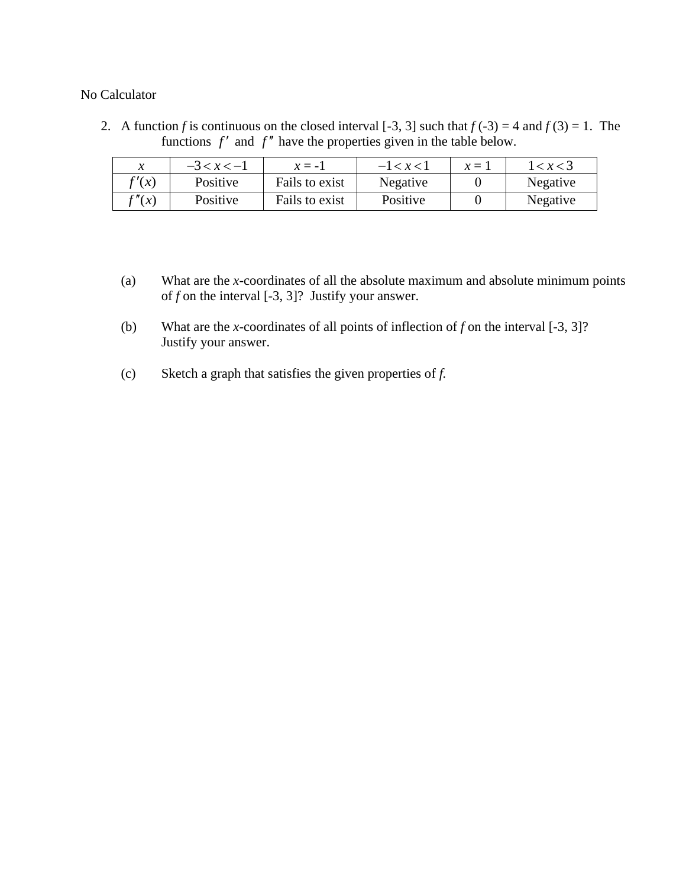No Calculator

2. A function $f$ is continuous on the closed interval [-3, 3] such that $f(-3) = 4$ and $f(3) = 1$. The functions $f'$ and $f''$ have the properties given in the table below.

| $x$ | $-3 < x < -1$ | $x = -1$ | $-1 < x < 1$ | $x = 1$ | $1 < x < 3$ |
|---|---|---|---|---|---|
| $f'(x)$ | Positive | Fails to exist | Negative | 0 | Negative |
| $f''(x)$ | Positive | Fails to exist | Positive | 0 | Negative |

(a) What are the $x$-coordinates of all the absolute maximum and absolute minimum points of $f$ on the interval [-3, 3]? Justify your answer.

(b) What are the $x$-coordinates of all points of inflection of $f$ on the interval [-3, 3]? Justify your answer.

(c) Sketch a graph that satisfies the given properties of $f$.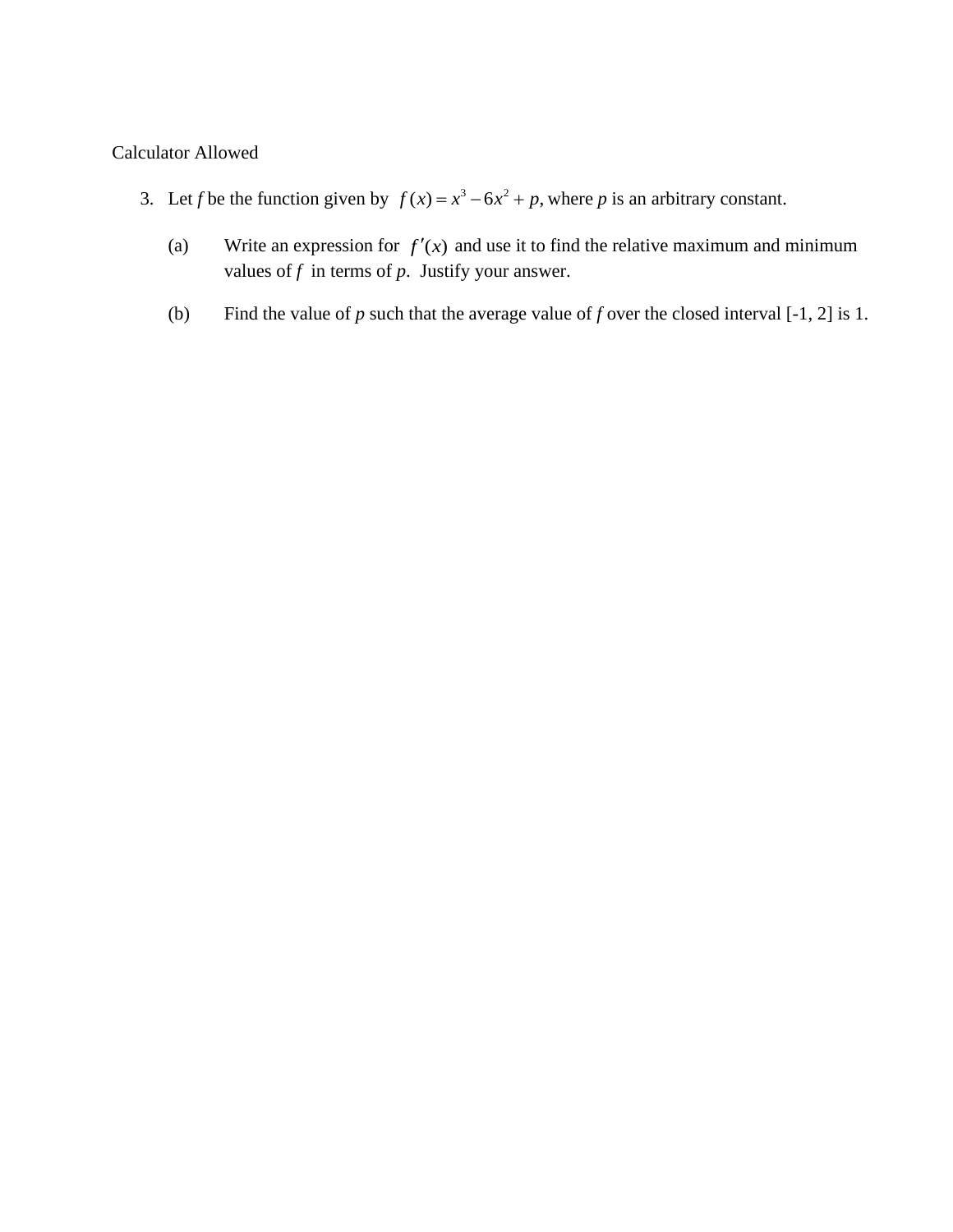Calculator Allowed

3. Let *f* be the function given by $f(x) = x^3 - 6x^2 + p$, where *p* is an arbitrary constant.

   (a) Write an expression for $f'(x)$ and use it to find the relative maximum and minimum values of *f* in terms of *p*. Justify your answer.

   (b) Find the value of *p* such that the average value of *f* over the closed interval [-1, 2] is 1.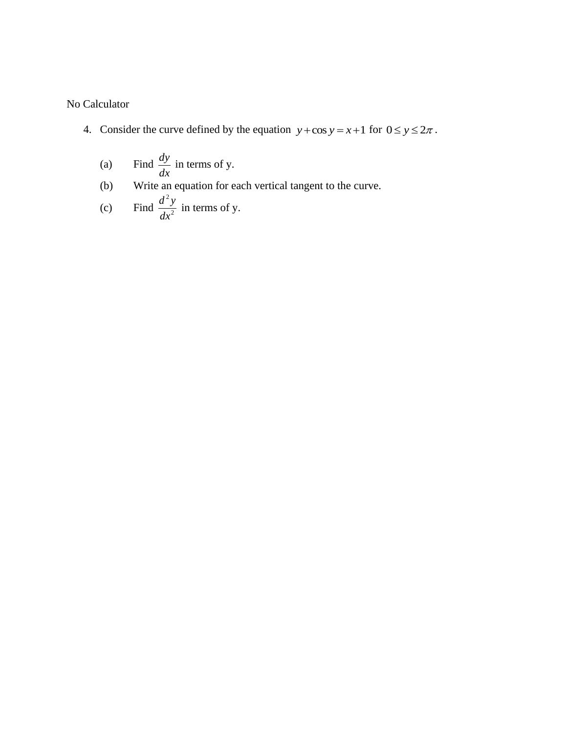No Calculator

4. Consider the curve defined by the equation $y + \cos y = x + 1$ for $0 \le y \le 2\pi$.

   (a) Find $\dfrac{dy}{dx}$ in terms of y.

   (b) Write an equation for each vertical tangent to the curve.

   (c) Find $\dfrac{d^2y}{dx^2}$ in terms of y.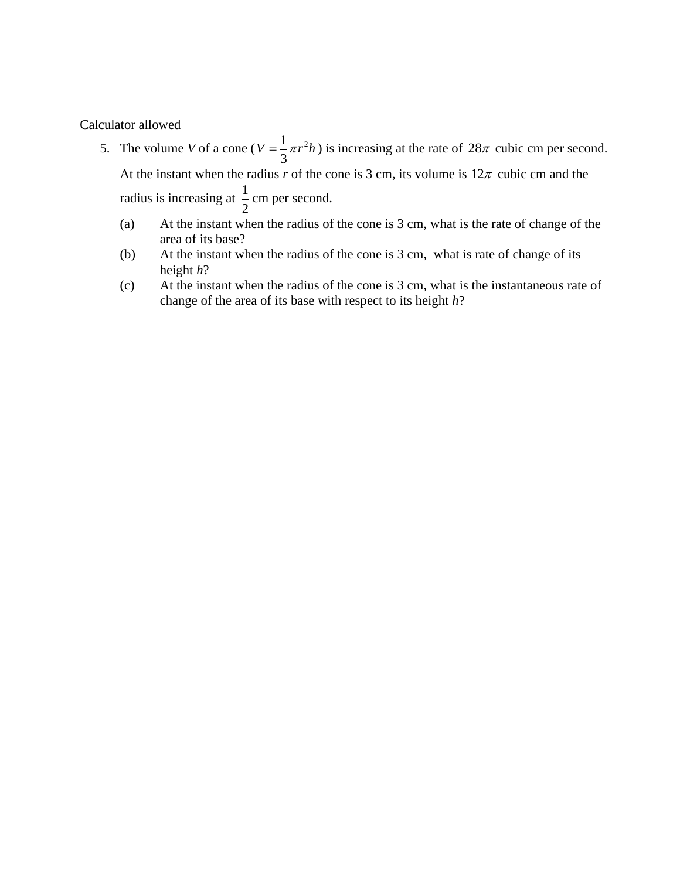Calculator allowed

5. The volume $V$ of a cone ($V = \frac{1}{3}\pi r^2 h$) is increasing at the rate of $28\pi$ cubic cm per second. At the instant when the radius $r$ of the cone is 3 cm, its volume is $12\pi$ cubic cm and the radius is increasing at $\frac{1}{2}$ cm per second.

   (a) At the instant when the radius of the cone is 3 cm, what is the rate of change of the area of its base?

   (b) At the instant when the radius of the cone is 3 cm, what is rate of change of its height $h$?

   (c) At the instant when the radius of the cone is 3 cm, what is the instantaneous rate of change of the area of its base with respect to its height $h$?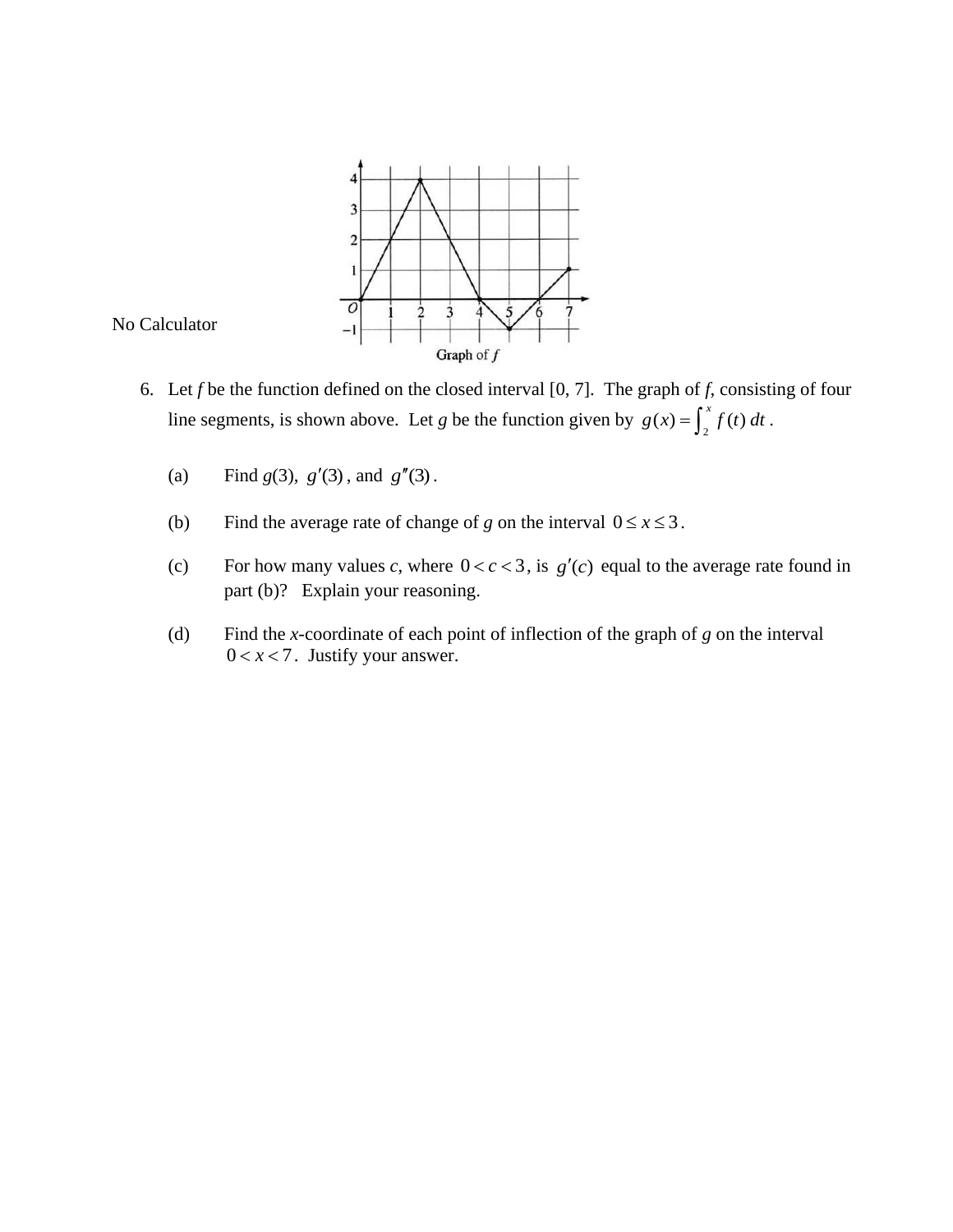No Calculator

Graph of $f$

6. Let $f$ be the function defined on the closed interval [0, 7]. The graph of $f$, consisting of four line segments, is shown above. Let $g$ be the function given by $g(x) = \int_2^x f(t)\,dt$.

   (a) Find $g(3)$, $g'(3)$, and $g''(3)$.

   (b) Find the average rate of change of $g$ on the interval $0 \le x \le 3$.

   (c) For how many values $c$, where $0 < c < 3$, is $g'(c)$ equal to the average rate found in part (b)? Explain your reasoning.

   (d) Find the $x$-coordinate of each point of inflection of the graph of $g$ on the interval $0 < x < 7$. Justify your answer.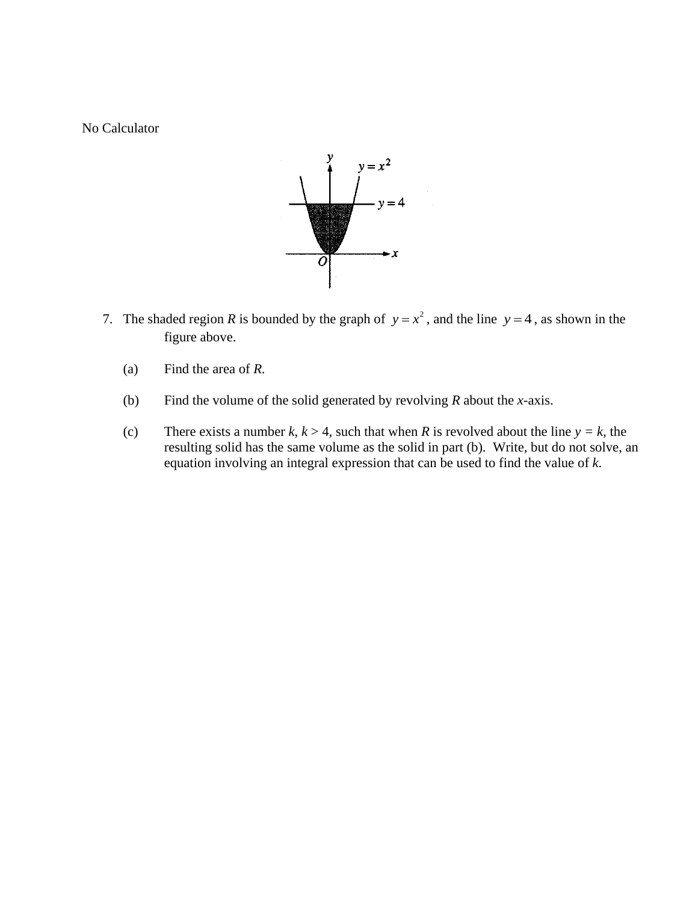No Calculator

7. The shaded region $R$ is bounded by the graph of $y = x^2$, and the line $y = 4$, as shown in the figure above.

   (a) Find the area of $R$.

   (b) Find the volume of the solid generated by revolving $R$ about the $x$-axis.

   (c) There exists a number $k$, $k > 4$, such that when $R$ is revolved about the line $y = k$, the resulting solid has the same volume as the solid in part (b). Write, but do not solve, an equation involving an integral expression that can be used to find the value of $k$.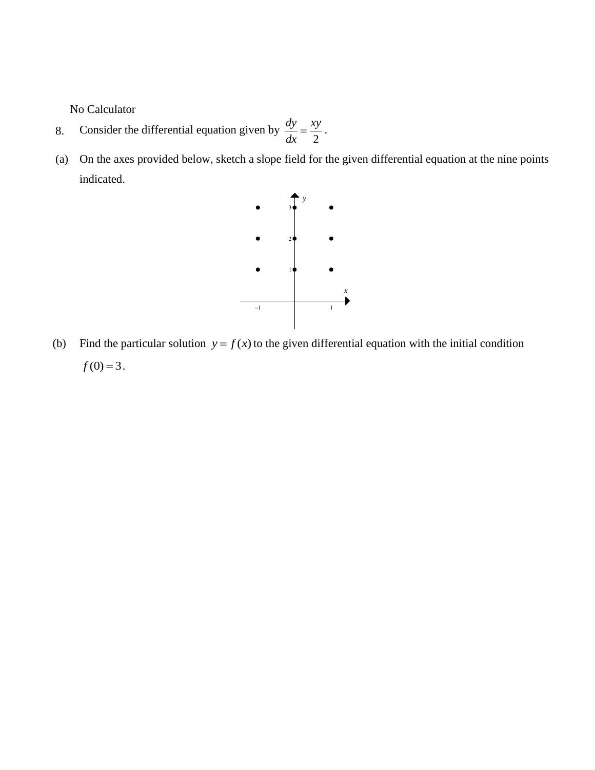No Calculator

8. Consider the differential equation given by $\frac{dy}{dx} = \frac{xy}{2}$.

(a) On the axes provided below, sketch a slope field for the given differential equation at the nine points indicated.

y

3

2

1

x

−1

1

(b) Find the particular solution $y = f(x)$ to the given differential equation with the initial condition $f(0) = 3$.